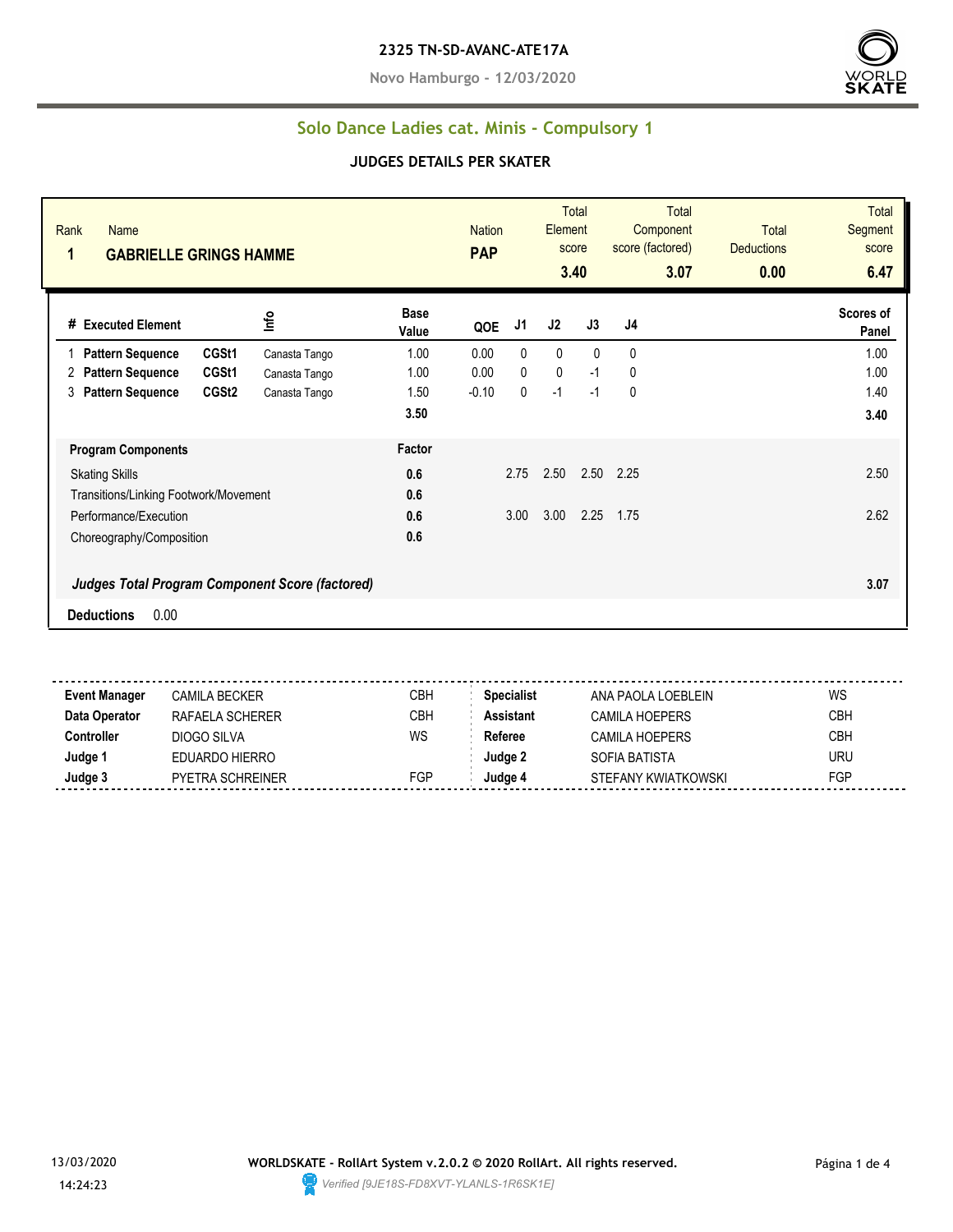**2325 TN-SD-AVANC-ATE17A**

**Novo Hamburgo - 12/03/2020**

## Solo Dance Ladies cat. Minis - Compulsory 1

### JUDGES DETAILS PER SKATER

| Rank | Name | Nation | Total Element score | Total Component score (factored) | Total Deductions | Total Segment score |
|---|---|---|---|---|---|---|
| **1** | **GABRIELLE GRINGS HAMME** | **PAP** | **3.40** | **3.07** | **0.00** | **6.47** |

| # | Executed Element | | Info | Base Value | QOE | J1 | J2 | J3 | J4 | Scores of Panel |
|---|---|---|---|---|---|---|---|---|---|---|
| 1 | **Pattern Sequence** | **CGSt1** | Canasta Tango | 1.00 | 0.00 | 0 | 0 | 0 | 0 | 1.00 |
| 2 | **Pattern Sequence** | **CGSt1** | Canasta Tango | 1.00 | 0.00 | 0 | 0 | -1 | 0 | 1.00 |
| 3 | **Pattern Sequence** | **CGSt2** | Canasta Tango | 1.50 | -0.10 | 0 | -1 | -1 | 0 | 1.40 |
| | | | | **3.50** | | | | | | **3.40** |

| **Program Components** | **Factor** | J1 | J2 | J3 | J4 | |
|---|---|---|---|---|---|---|
| Skating Skills | **0.6** | 2.75 | 2.50 | 2.50 | 2.25 | 2.50 |
| Transitions/Linking Footwork/Movement | **0.6** | | | | | |
| Performance/Execution | **0.6** | 3.00 | 3.00 | 2.25 | 1.75 | 2.62 |
| Choreography/Composition | **0.6** | | | | | |
| ***Judges Total Program Component Score (factored)*** | | | | | | **3.07** |

**Deductions** 0.00

| | | | | | |
|---|---|---|---|---|---|
| **Event Manager** | CAMILA BECKER | CBH | **Specialist** | ANA PAOLA LOEBLEIN | WS |
| **Data Operator** | RAFAELA SCHERER | CBH | **Assistant** | CAMILA HOEPERS | CBH |
| **Controller** | DIOGO SILVA | WS | **Referee** | CAMILA HOEPERS | CBH |
| **Judge 1** | EDUARDO HIERRO | | **Judge 2** | SOFIA BATISTA | URU |
| **Judge 3** | PYETRA SCHREINER | FGP | **Judge 4** | STEFANY KWIATKOWSKI | FGP |

13/03/2020 14:24:23

**WORLDSKATE - RollArt System v.2.0.2 © 2020 RollArt. All rights reserved.**

*Verified [9JE18S-FD8XVT-YLANLS-1R6SK1E]*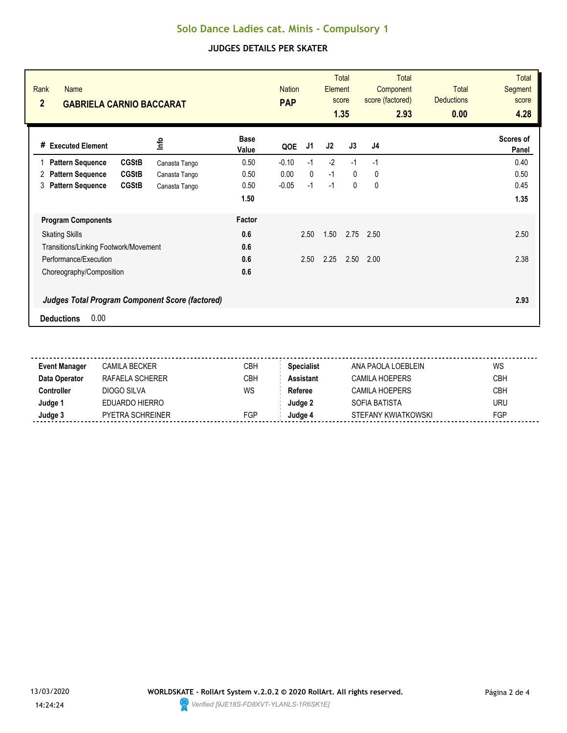# Solo Dance Ladies cat. Minis - Compulsory 1

## JUDGES DETAILS PER SKATER

| Rank | Name | Nation | Total Element score | Total Component score (factored) | Total Deductions | Total Segment score |
|---|---|---|---|---|---|---|
| 2 | GABRIELA CARNIO BACCARAT | PAP | 1.35 | 2.93 | 0.00 | 4.28 |

| # | Executed Element | | Info | Base Value | QOE | J1 | J2 | J3 | J4 | Scores of Panel |
|---|---|---|---|---|---|---|---|---|---|---|
| 1 | Pattern Sequence | CGStB | Canasta Tango | 0.50 | -0.10 | -1 | -2 | -1 | -1 | 0.40 |
| 2 | Pattern Sequence | CGStB | Canasta Tango | 0.50 | 0.00 | 0 | -1 | 0 | 0 | 0.50 |
| 3 | Pattern Sequence | CGStB | Canasta Tango | 0.50 | -0.05 | -1 | -1 | 0 | 0 | 0.45 |
| | | | | 1.50 | | | | | | 1.35 |

| Program Components | Factor | J1 | J2 | J3 | J4 | |
|---|---|---|---|---|---|---|
| Skating Skills | 0.6 | 2.50 | 1.50 | 2.75 | 2.50 | 2.50 |
| Transitions/Linking Footwork/Movement | 0.6 | | | | | |
| Performance/Execution | 0.6 | 2.50 | 2.25 | 2.50 | 2.00 | 2.38 |
| Choreography/Composition | 0.6 | | | | | |
| ***Judges Total Program Component Score (factored)*** | | | | | | **2.93** |

**Deductions** 0.00

| | | | | | |
|---|---|---|---|---|---|
| **Event Manager** | CAMILA BECKER | CBH | **Specialist** | ANA PAOLA LOEBLEIN | WS |
| **Data Operator** | RAFAELA SCHERER | CBH | **Assistant** | CAMILA HOEPERS | CBH |
| **Controller** | DIOGO SILVA | WS | **Referee** | CAMILA HOEPERS | CBH |
| **Judge 1** | EDUARDO HIERRO | | **Judge 2** | SOFIA BATISTA | URU |
| **Judge 3** | PYETRA SCHREINER | FGP | **Judge 4** | STEFANY KWIATKOWSKI | FGP |

13/03/2020 14:24:24

**WORLDSKATE - RollArt System v.2.0.2 © 2020 RollArt. All rights reserved.**

*Verified [9JE18S-FD8XVT-YLANLS-1R6SK1E]*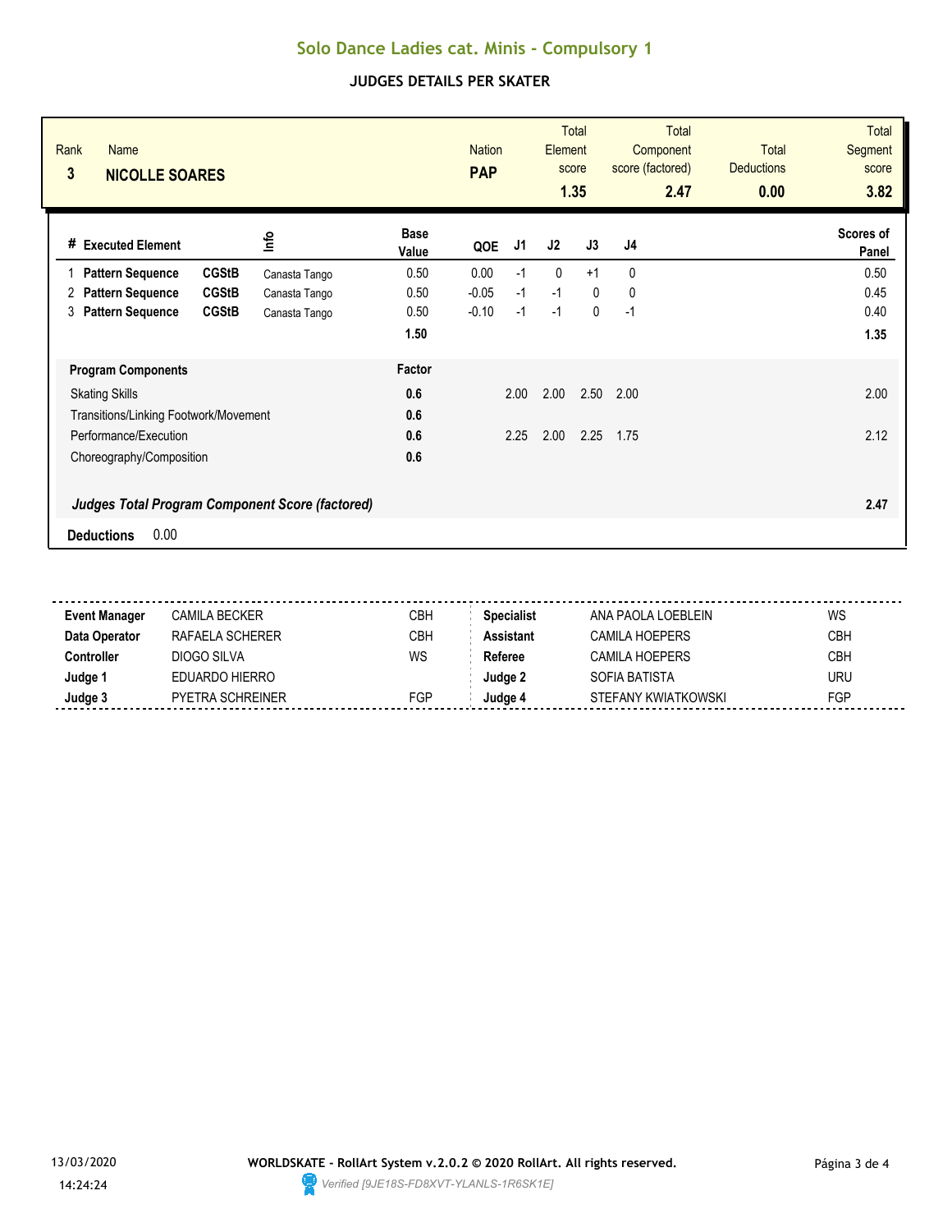# Solo Dance Ladies cat. Minis - Compulsory 1

## JUDGES DETAILS PER SKATER

| Rank | Name | Nation | Total Element score | Total Component score (factored) | Total Deductions | Total Segment score |
|---|---|---|---|---|---|---|
| 3 | **NICOLLE SOARES** | **PAP** | **1.35** | **2.47** | **0.00** | **3.82** |

| # | Executed Element | | Info | Base Value | QOE | J1 | J2 | J3 | J4 | Scores of Panel |
|---|---|---|---|---|---|---|---|---|---|---|
| 1 | **Pattern Sequence** | **CGStB** | Canasta Tango | 0.50 | 0.00 | -1 | 0 | +1 | 0 | 0.50 |
| 2 | **Pattern Sequence** | **CGStB** | Canasta Tango | 0.50 | -0.05 | -1 | -1 | 0 | 0 | 0.45 |
| 3 | **Pattern Sequence** | **CGStB** | Canasta Tango | 0.50 | -0.10 | -1 | -1 | 0 | -1 | 0.40 |
| | | | | **1.50** | | | | | | **1.35** |

| **Program Components** | **Factor** | J1 | J2 | J3 | J4 | |
|---|---|---|---|---|---|---|
| Skating Skills | **0.6** | 2.00 | 2.00 | 2.50 | 2.00 | 2.00 |
| Transitions/Linking Footwork/Movement | **0.6** | | | | | |
| Performance/Execution | **0.6** | 2.25 | 2.00 | 2.25 | 1.75 | 2.12 |
| Choreography/Composition | **0.6** | | | | | |
| ***Judges Total Program Component Score (factored)*** | | | | | | **2.47** |

**Deductions** 0.00

| | | | | | |
|---|---|---|---|---|---|
| **Event Manager** | CAMILA BECKER | CBH | **Specialist** | ANA PAOLA LOEBLEIN | WS |
| **Data Operator** | RAFAELA SCHERER | CBH | **Assistant** | CAMILA HOEPERS | CBH |
| **Controller** | DIOGO SILVA | WS | **Referee** | CAMILA HOEPERS | CBH |
| **Judge 1** | EDUARDO HIERRO | | **Judge 2** | SOFIA BATISTA | URU |
| **Judge 3** | PYETRA SCHREINER | FGP | **Judge 4** | STEFANY KWIATKOWSKI | FGP |

13/03/2020 14:24:24

**WORLDSKATE - RollArt System v.2.0.2 © 2020 RollArt. All rights reserved.**

*Verified [9JE18S-FD8XVT-YLANLS-1R6SK1E]*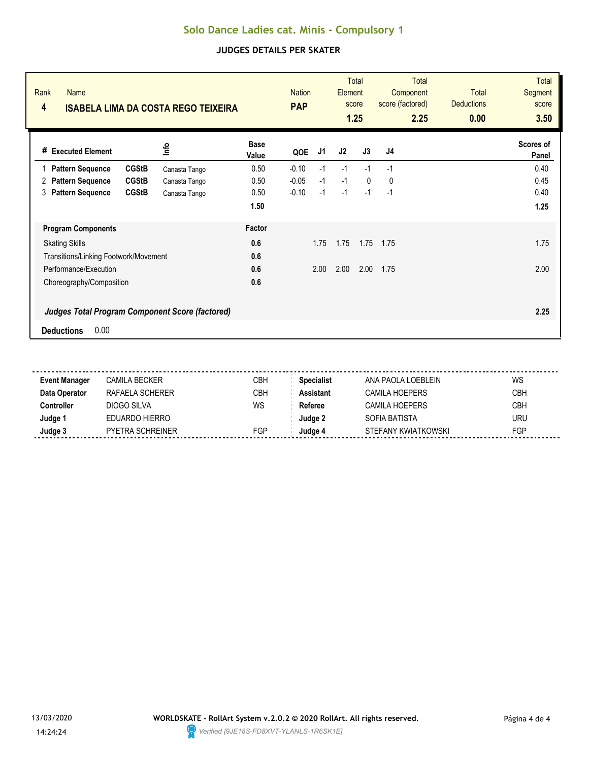# Solo Dance Ladies cat. Minis - Compulsory 1

## JUDGES DETAILS PER SKATER

| Rank | Name | Nation | Total Element score | Total Component score (factored) | Total Deductions | Total Segment score |
|---|---|---|---|---|---|---|
| 4 | ISABELA LIMA DA COSTA REGO TEIXEIRA | PAP | 1.25 | 2.25 | 0.00 | 3.50 |

| # | Executed Element | | Info | Base Value | QOE | J1 | J2 | J3 | J4 | Scores of Panel |
|---|---|---|---|---|---|---|---|---|---|---|
| 1 | Pattern Sequence | CGStB | Canasta Tango | 0.50 | -0.10 | -1 | -1 | -1 | -1 | 0.40 |
| 2 | Pattern Sequence | CGStB | Canasta Tango | 0.50 | -0.05 | -1 | -1 | 0 | 0 | 0.45 |
| 3 | Pattern Sequence | CGStB | Canasta Tango | 0.50 | -0.10 | -1 | -1 | -1 | -1 | 0.40 |
| | | | | 1.50 | | | | | | 1.25 |

| Program Components | Factor | J1 | J2 | J3 | J4 | Scores of Panel |
|---|---|---|---|---|---|---|
| Skating Skills | 0.6 | 1.75 | 1.75 | 1.75 | 1.75 | 1.75 |
| Transitions/Linking Footwork/Movement | 0.6 | | | | | |
| Performance/Execution | 0.6 | 2.00 | 2.00 | 2.00 | 1.75 | 2.00 |
| Choreography/Composition | 0.6 | | | | | |
| *Judges Total Program Component Score (factored)* | | | | | | 2.25 |

**Deductions** 0.00

| | | | | | |
|---|---|---|---|---|---|
| **Event Manager** | CAMILA BECKER | CBH | **Specialist** | ANA PAOLA LOEBLEIN | WS |
| **Data Operator** | RAFAELA SCHERER | CBH | **Assistant** | CAMILA HOEPERS | CBH |
| **Controller** | DIOGO SILVA | WS | **Referee** | CAMILA HOEPERS | CBH |
| **Judge 1** | EDUARDO HIERRO | | **Judge 2** | SOFIA BATISTA | URU |
| **Judge 3** | PYETRA SCHREINER | FGP | **Judge 4** | STEFANY KWIATKOWSKI | FGP |

13/03/2020 14:24:24

**WORLDSKATE - RollArt System v.2.0.2 © 2020 RollArt. All rights reserved.**

*Verified [9JE18S-FD8XVT-YLANLS-1R6SK1E]*